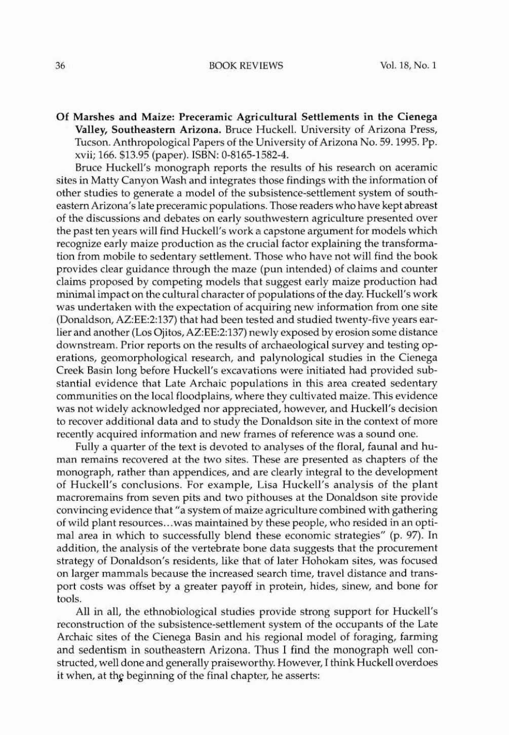**Of Marshes and Maize: Preceramic Agricultural Settlements in the Cienega Valley, Southeastern Arizona.** Bruce Huckell. University of Arizona Press, Tucson. Anthropological Papers of the University of Arizona No. 59. 1995. Pp. xvii; 166. $13.95 (paper). ISBN: 0-8165-1582-4.

Bruce Huckell's monograph reports the results of his research on aceramic sites in Matty Canyon Wash and integrates those findings with the information of other studies to generate a model of the subsistence-settlement system of southeastern Arizona's late preceramic populations. Those readers who have kept abreast of the discussions and debates on early southwestern agriculture presented over the past ten years will find Huckell's work a capstone argument for models which recognize early maize production as the crucial factor explaining the transformation from mobile to sedentary settlement. Those who have not will find the book provides clear guidance through the maze (pun intended) of claims and counter claims proposed by competing models that suggest early maize production had minimal impact on the cultural character of populations of the day. Huckell's work was undertaken with the expectation of acquiring new information from one site (Donaldson, AZ:EE:2:137) that had been tested and studied twenty-five years earlier and another (Los Ojitos, AZ:EE:2:137) newly exposed by erosion some distance downstream. Prior reports on the results of archaeological survey and testing operations, geomorphological research, and palynological studies in the Cienega Creek Basin long before Huckell's excavations were initiated had provided substantial evidence that Late Archaic populations in this area created sedentary communities on the local floodplains, where they cultivated maize. This evidence was not widely acknowledged nor appreciated, however, and Huckell's decision to recover additional data and to study the Donaldson site in the context of more recently acquired information and new frames of reference was a sound one.

Fully a quarter of the text is devoted to analyses of the floral, faunal and human remains recovered at the two sites. These are presented as chapters of the monograph, rather than appendices, and are clearly integral to the development of Huckell's conclusions. For example, Lisa Huckell's analysis of the plant macroremains from seven pits and two pithouses at the Donaldson site provide convincing evidence that "a system of maize agriculture combined with gathering of wild plant resources...was maintained by these people, who resided in an optimal area in which to successfully blend these economic strategies" (p. 97). In addition, the analysis of the vertebrate bone data suggests that the procurement strategy of Donaldson's residents, like that of later Hohokam sites, was focused on larger mammals because the increased search time, travel distance and transport costs was offset by a greater payoff in protein, hides, sinew, and bone for tools.

All in all, the ethnobiological studies provide strong support for Huckell's reconstruction of the subsistence-settlement system of the occupants of the Late Archaic sites of the Cienega Basin and his regional model of foraging, farming and sedentism in southeastern Arizona. Thus I find the monograph well constructed, well done and generally praiseworthy. However, I think Huckell overdoes it when, at the beginning of the final chapter, he asserts: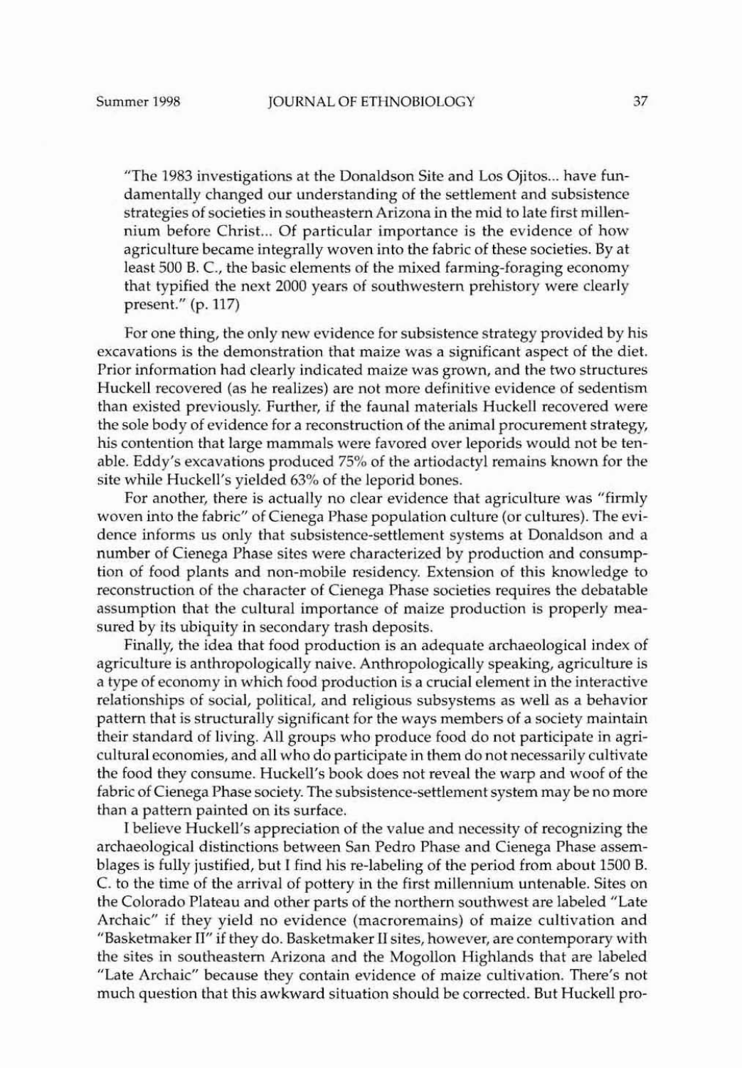"The 1983 investigations at the Donaldson Site and Los Ojitos... have fundamentally changed our understanding of the settlement and subsistence strategies of societies in southeastern Arizona in the mid to late first millennium before Christ... Of particular importance is the evidence of how agriculture became integrally woven into the fabric of these societies. By at least 500 B. C., the basic elements of the mixed farming-foraging economy that typified the next 2000 years of southwestern prehistory were clearly present." (p. 117)

For one thing, the only new evidence for subsistence strategy provided by his excavations is the demonstration that maize was a significant aspect of the diet. Prior information had clearly indicated maize was grown, and the two structures Huckell recovered (as he realizes) are not more definitive evidence of sedentism than existed previously. Further, if the faunal materials Huckell recovered were the sole body of evidence for a reconstruction of the animal procurement strategy, his contention that large mammals were favored over leporids would not be tenable. Eddy's excavations produced 75% of the artiodactyl remains known for the site while Huckell's yielded 63% of the leporid bones.

For another, there is actually no clear evidence that agriculture was "firmly woven into the fabric" of Cienega Phase population culture (or cultures). The evidence informs us only that subsistence-settlement systems at Donaldson and a number of Cienega Phase sites were characterized by production and consumption of food plants and non-mobile residency. Extension of this knowledge to reconstruction of the character of Cienega Phase societies requires the debatable assumption that the cultural importance of maize production is properly measured by its ubiquity in secondary trash deposits.

Finally, the idea that food production is an adequate archaeological index of agriculture is anthropologically naive. Anthropologically speaking, agriculture is a type of economy in which food production is a crucial element in the interactive relationships of social, political, and religious subsystems as well as a behavior pattern that is structurally significant for the ways members of a society maintain their standard of living. All groups who produce food do not participate in agricultural economies, and all who do participate in them do not necessarily cultivate the food they consume. Huckell's book does not reveal the warp and woof of the fabric of Cienega Phase society. The subsistence-settlement system may be no more than a pattern painted on its surface.

I believe Huckell's appreciation of the value and necessity of recognizing the archaeological distinctions between San Pedro Phase and Cienega Phase assemblages is fully justified, but I find his re-labeling of the period from about 1500 B. C. to the time of the arrival of pottery in the first millennium untenable. Sites on the Colorado Plateau and other parts of the northern southwest are labeled "Late Archaic" if they yield no evidence (macroremains) of maize cultivation and "Basketmaker II" if they do. Basketmaker II sites, however, are contemporary with the sites in southeastern Arizona and the Mogollon Highlands that are labeled "Late Archaic" because they contain evidence of maize cultivation. There's not much question that this awkward situation should be corrected. But Huckell pro-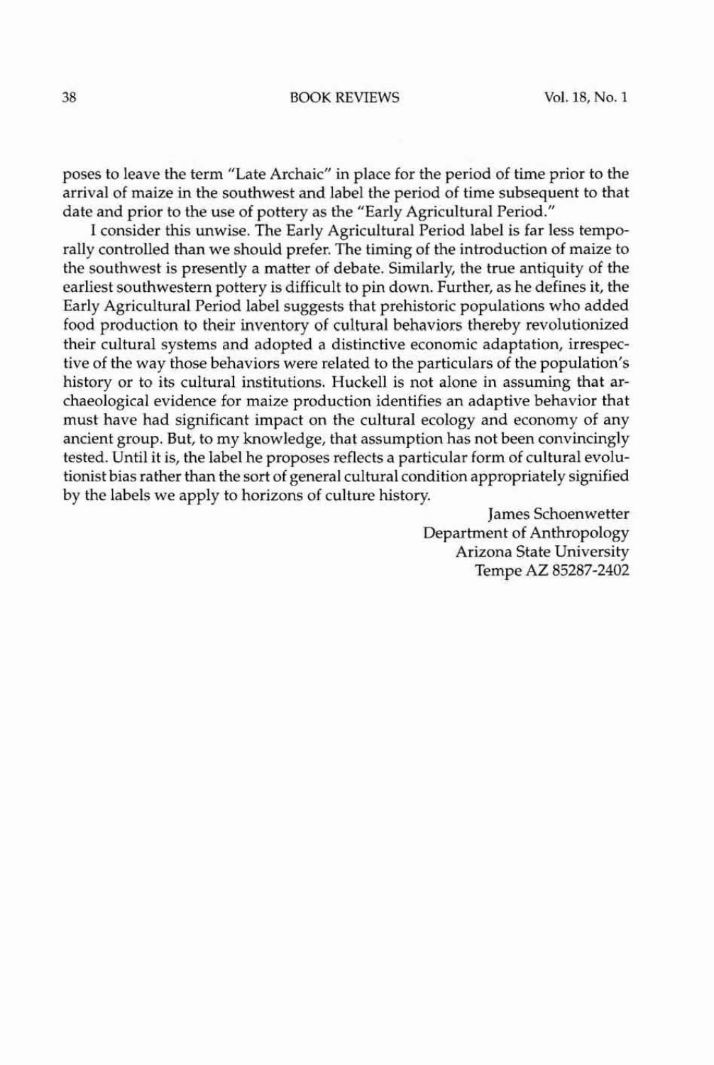poses to leave the term "Late Archaic" in place for the period of time prior to the arrival of maize in the southwest and label the period of time subsequent to that date and prior to the use of pottery as the "Early Agricultural Period."

I consider this unwise. The Early Agricultural Period label is far less temporally controlled than we should prefer. The timing of the introduction of maize to the southwest is presently a matter of debate. Similarly, the true antiquity of the earliest southwestern pottery is difficult to pin down. Further, as he defines it, the Early Agricultural Period label suggests that prehistoric populations who added food production to their inventory of cultural behaviors thereby revolutionized their cultural systems and adopted a distinctive economic adaptation, irrespective of the way those behaviors were related to the particulars of the population's history or to its cultural institutions. Huckell is not alone in assuming that archaeological evidence for maize production identifies an adaptive behavior that must have had significant impact on the cultural ecology and economy of any ancient group. But, to my knowledge, that assumption has not been convincingly tested. Until it is, the label he proposes reflects a particular form of cultural evolutionist bias rather than the sort of general cultural condition appropriately signified by the labels we apply to horizons of culture history.

James Schoenwetter
Department of Anthropology
Arizona State University
Tempe AZ 85287-2402